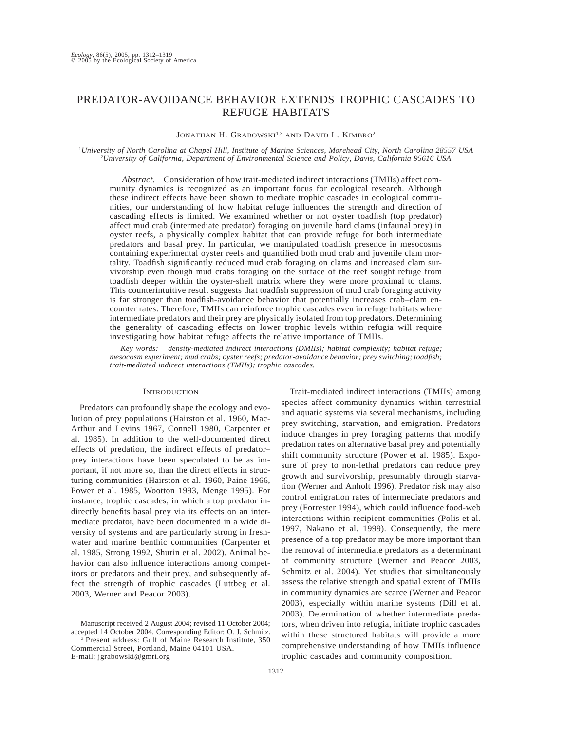# PREDATOR-AVOIDANCE BEHAVIOR EXTENDS TROPHIC CASCADES TO REFUGE HABITATS

Jonathan H. Grabowski[1,3] and David L. Kimbro[2]

[1]*University of North Carolina at Chapel Hill, Institute of Marine Sciences, Morehead City, North Carolina 28557 USA*
[2]*University of California, Department of Environmental Science and Policy, Davis, California 95616 USA*

*Abstract.* Consideration of how trait-mediated indirect interactions (TMIIs) affect community dynamics is recognized as an important focus for ecological research. Although these indirect effects have been shown to mediate trophic cascades in ecological communities, our understanding of how habitat refuge influences the strength and direction of cascading effects is limited. We examined whether or not oyster toadfish (top predator) affect mud crab (intermediate predator) foraging on juvenile hard clams (infaunal prey) in oyster reefs, a physically complex habitat that can provide refuge for both intermediate predators and basal prey. In particular, we manipulated toadfish presence in mesocosms containing experimental oyster reefs and quantified both mud crab and juvenile clam mortality. Toadfish significantly reduced mud crab foraging on clams and increased clam survivorship even though mud crabs foraging on the surface of the reef sought refuge from toadfish deeper within the oyster-shell matrix where they were more proximal to clams. This counterintuitive result suggests that toadfish suppression of mud crab foraging activity is far stronger than toadfish-avoidance behavior that potentially increases crab–clam encounter rates. Therefore, TMIIs can reinforce trophic cascades even in refuge habitats where intermediate predators and their prey are physically isolated from top predators. Determining the generality of cascading effects on lower trophic levels within refugia will require investigating how habitat refuge affects the relative importance of TMIIs.

*Key words: density-mediated indirect interactions (DMIIs); habitat complexity; habitat refuge; mesocosm experiment; mud crabs; oyster reefs; predator-avoidance behavior; prey switching; toadfish; trait-mediated indirect interactions (TMIIs); trophic cascades.*

## Introduction

Predators can profoundly shape the ecology and evolution of prey populations (Hairston et al. 1960, MacArthur and Levins 1967, Connell 1980, Carpenter et al. 1985). In addition to the well-documented direct effects of predation, the indirect effects of predator–prey interactions have been speculated to be as important, if not more so, than the direct effects in structuring communities (Hairston et al. 1960, Paine 1966, Power et al. 1985, Wootton 1993, Menge 1995). For instance, trophic cascades, in which a top predator indirectly benefits basal prey via its effects on an intermediate predator, have been documented in a wide diversity of systems and are particularly strong in freshwater and marine benthic communities (Carpenter et al. 1985, Strong 1992, Shurin et al. 2002). Animal behavior can also influence interactions among competitors or predators and their prey, and subsequently affect the strength of trophic cascades (Luttbeg et al. 2003, Werner and Peacor 2003).

Trait-mediated indirect interactions (TMIIs) among species affect community dynamics within terrestrial and aquatic systems via several mechanisms, including prey switching, starvation, and emigration. Predators induce changes in prey foraging patterns that modify predation rates on alternative basal prey and potentially shift community structure (Power et al. 1985). Exposure of prey to non-lethal predators can reduce prey growth and survivorship, presumably through starvation (Werner and Anholt 1996). Predator risk may also control emigration rates of intermediate predators and prey (Forrester 1994), which could influence food-web interactions within recipient communities (Polis et al. 1997, Nakano et al. 1999). Consequently, the mere presence of a top predator may be more important than the removal of intermediate predators as a determinant of community structure (Werner and Peacor 2003, Schmitz et al. 2004). Yet studies that simultaneously assess the relative strength and spatial extent of TMIIs in community dynamics are scarce (Werner and Peacor 2003), especially within marine systems (Dill et al. 2003). Determination of whether intermediate predators, when driven into refugia, initiate trophic cascades within these structured habitats will provide a more comprehensive understanding of how TMIIs influence trophic cascades and community composition.

Manuscript received 2 August 2004; revised 11 October 2004; accepted 14 October 2004. Corresponding Editor: O. J. Schmitz.
[3] Present address: Gulf of Maine Research Institute, 350 Commercial Street, Portland, Maine 04101 USA. E-mail: jgrabowski@gmri.org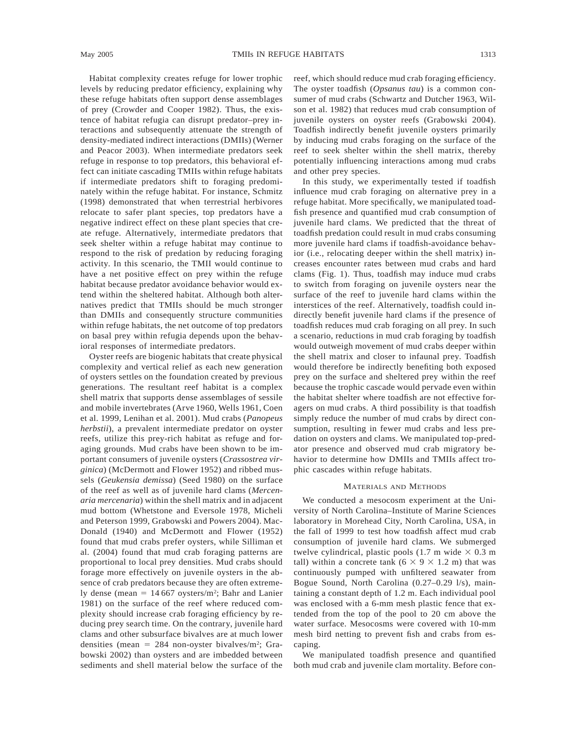Habitat complexity creates refuge for lower trophic levels by reducing predator efficiency, explaining why these refuge habitats often support dense assemblages of prey (Crowder and Cooper 1982). Thus, the existence of habitat refugia can disrupt predator–prey interactions and subsequently attenuate the strength of density-mediated indirect interactions (DMIIs) (Werner and Peacor 2003). When intermediate predators seek refuge in response to top predators, this behavioral effect can initiate cascading TMIIs within refuge habitats if intermediate predators shift to foraging predominately within the refuge habitat. For instance, Schmitz (1998) demonstrated that when terrestrial herbivores relocate to safer plant species, top predators have a negative indirect effect on these plant species that create refuge. Alternatively, intermediate predators that seek shelter within a refuge habitat may continue to respond to the risk of predation by reducing foraging activity. In this scenario, the TMII would continue to have a net positive effect on prey within the refuge habitat because predator avoidance behavior would extend within the sheltered habitat. Although both alternatives predict that TMIIs should be much stronger than DMIIs and consequently structure communities within refuge habitats, the net outcome of top predators on basal prey within refugia depends upon the behavioral responses of intermediate predators.

Oyster reefs are biogenic habitats that create physical complexity and vertical relief as each new generation of oysters settles on the foundation created by previous generations. The resultant reef habitat is a complex shell matrix that supports dense assemblages of sessile and mobile invertebrates (Arve 1960, Wells 1961, Coen et al. 1999, Lenihan et al. 2001). Mud crabs (*Panopeus herbstii*), a prevalent intermediate predator on oyster reefs, utilize this prey-rich habitat as refuge and foraging grounds. Mud crabs have been shown to be important consumers of juvenile oysters (*Crassostrea virginica*) (McDermott and Flower 1952) and ribbed mussels (*Geukensia demissa*) (Seed 1980) on the surface of the reef as well as of juvenile hard clams (*Mercenaria mercenaria*) within the shell matrix and in adjacent mud bottom (Whetstone and Eversole 1978, Micheli and Peterson 1999, Grabowski and Powers 2004). MacDonald (1940) and McDermott and Flower (1952) found that mud crabs prefer oysters, while Silliman et al. (2004) found that mud crab foraging patterns are proportional to local prey densities. Mud crabs should forage more effectively on juvenile oysters in the absence of crab predators because they are often extremely dense (mean = 14 667 oysters/m$^2$; Bahr and Lanier 1981) on the surface of the reef where reduced complexity should increase crab foraging efficiency by reducing prey search time. On the contrary, juvenile hard clams and other subsurface bivalves are at much lower densities (mean = 284 non-oyster bivalves/m$^2$; Grabowski 2002) than oysters and are imbedded between sediments and shell material below the surface of the reef, which should reduce mud crab foraging efficiency. The oyster toadfish (*Opsanus tau*) is a common consumer of mud crabs (Schwartz and Dutcher 1963, Wilson et al. 1982) that reduces mud crab consumption of juvenile oysters on oyster reefs (Grabowski 2004). Toadfish indirectly benefit juvenile oysters primarily by inducing mud crabs foraging on the surface of the reef to seek shelter within the shell matrix, thereby potentially influencing interactions among mud crabs and other prey species.

In this study, we experimentally tested if toadfish influence mud crab foraging on alternative prey in a refuge habitat. More specifically, we manipulated toadfish presence and quantified mud crab consumption of juvenile hard clams. We predicted that the threat of toadfish predation could result in mud crabs consuming more juvenile hard clams if toadfish-avoidance behavior (i.e., relocating deeper within the shell matrix) increases encounter rates between mud crabs and hard clams (Fig. 1). Thus, toadfish may induce mud crabs to switch from foraging on juvenile oysters near the surface of the reef to juvenile hard clams within the interstices of the reef. Alternatively, toadfish could indirectly benefit juvenile hard clams if the presence of toadfish reduces mud crab foraging on all prey. In such a scenario, reductions in mud crab foraging by toadfish would outweigh movement of mud crabs deeper within the shell matrix and closer to infaunal prey. Toadfish would therefore be indirectly benefiting both exposed prey on the surface and sheltered prey within the reef because the trophic cascade would pervade even within the habitat shelter where toadfish are not effective foragers on mud crabs. A third possibility is that toadfish simply reduce the number of mud crabs by direct consumption, resulting in fewer mud crabs and less predation on oysters and clams. We manipulated top-predator presence and observed mud crab migratory behavior to determine how DMIIs and TMIIs affect trophic cascades within refuge habitats.

## Materials and Methods

We conducted a mesocosm experiment at the University of North Carolina–Institute of Marine Sciences laboratory in Morehead City, North Carolina, USA, in the fall of 1999 to test how toadfish affect mud crab consumption of juvenile hard clams. We submerged twelve cylindrical, plastic pools (1.7 m wide $\times$ 0.3 m tall) within a concrete tank ($6 \times 9 \times 1.2$ m) that was continuously pumped with unfiltered seawater from Bogue Sound, North Carolina (0.27–0.29 l/s), maintaining a constant depth of 1.2 m. Each individual pool was enclosed with a 6-mm mesh plastic fence that extended from the top of the pool to 20 cm above the water surface. Mesocosms were covered with 10-mm mesh bird netting to prevent fish and crabs from escaping.

We manipulated toadfish presence and quantified both mud crab and juvenile clam mortality. Before con-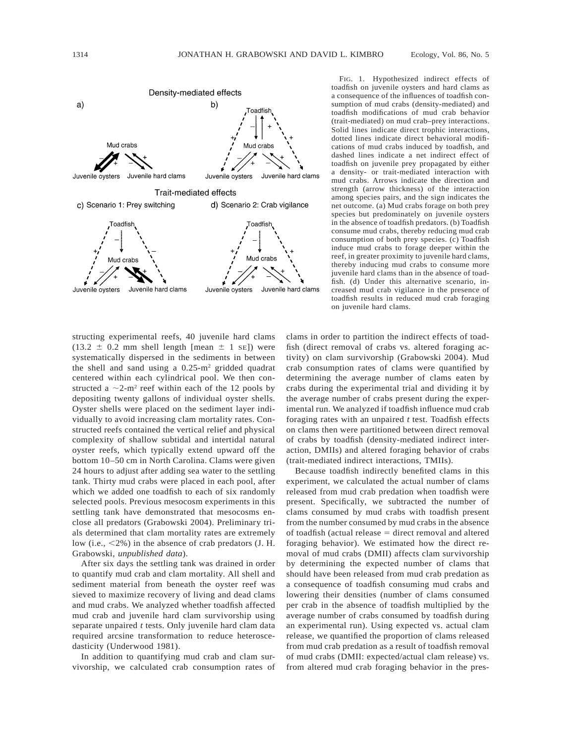Density-mediated effects

a)

Mud crabs

Juvenile oysters

Juvenile hard clams

b)

Toadfish

Mud crabs

Juvenile oysters

Juvenile hard clams

Trait-mediated effects

c) Scenario 1: Prey switching

Toadfish

Mud crabs

Juvenile oysters

Juvenile hard clams

d) Scenario 2: Crab vigilance

Toadfish

Mud crabs

Juvenile oysters

Juvenile hard clams

FIG. 1. Hypothesized indirect effects of toadfish on juvenile oysters and hard clams as a consequence of the influences of toadfish consumption of mud crabs (density-mediated) and toadfish modifications of mud crab behavior (trait-mediated) on mud crab–prey interactions. Solid lines indicate direct trophic interactions, dotted lines indicate direct behavioral modifications of mud crabs induced by toadfish, and dashed lines indicate a net indirect effect of toadfish on juvenile prey propagated by either a density- or trait-mediated interaction with mud crabs. Arrows indicate the direction and strength (arrow thickness) of the interaction among species pairs, and the sign indicates the net outcome. (a) Mud crabs forage on both prey species but predominately on juvenile oysters in the absence of toadfish predators. (b) Toadfish consume mud crabs, thereby reducing mud crab consumption of both prey species. (c) Toadfish induce mud crabs to forage deeper within the reef, in greater proximity to juvenile hard clams, thereby inducing mud crabs to consume more juvenile hard clams than in the absence of toadfish. (d) Under this alternative scenario, increased mud crab vigilance in the presence of toadfish results in reduced mud crab foraging on juvenile hard clams.

structing experimental reefs, 40 juvenile hard clams (13.2 ± 0.2 mm shell length [mean ± 1 SE]) were systematically dispersed in the sediments in between the shell and sand using a 0.25-m$^2$ gridded quadrat centered within each cylindrical pool. We then constructed a ~2-m$^2$ reef within each of the 12 pools by depositing twenty gallons of individual oyster shells. Oyster shells were placed on the sediment layer individually to avoid increasing clam mortality rates. Constructed reefs contained the vertical relief and physical complexity of shallow subtidal and intertidal natural oyster reefs, which typically extend upward off the bottom 10–50 cm in North Carolina. Clams were given 24 hours to adjust after adding sea water to the settling tank. Thirty mud crabs were placed in each pool, after which we added one toadfish to each of six randomly selected pools. Previous mesocosm experiments in this settling tank have demonstrated that mesocosms enclose all predators (Grabowski 2004). Preliminary trials determined that clam mortality rates are extremely low (i.e., <2%) in the absence of crab predators (J. H. Grabowski, *unpublished data*).

After six days the settling tank was drained in order to quantify mud crab and clam mortality. All shell and sediment material from beneath the oyster reef was sieved to maximize recovery of living and dead clams and mud crabs. We analyzed whether toadfish affected mud crab and juvenile hard clam survivorship using separate unpaired *t* tests. Only juvenile hard clam data required arcsine transformation to reduce heteroscedasticity (Underwood 1981).

In addition to quantifying mud crab and clam survivorship, we calculated crab consumption rates of clams in order to partition the indirect effects of toadfish (direct removal of crabs vs. altered foraging activity) on clam survivorship (Grabowski 2004). Mud crab consumption rates of clams were quantified by determining the average number of clams eaten by crabs during the experimental trial and dividing it by the average number of crabs present during the experimental run. We analyzed if toadfish influence mud crab foraging rates with an unpaired *t* test. Toadfish effects on clams then were partitioned between direct removal of crabs by toadfish (density-mediated indirect interaction, DMIIs) and altered foraging behavior of crabs (trait-mediated indirect interactions, TMIIs).

Because toadfish indirectly benefited clams in this experiment, we calculated the actual number of clams released from mud crab predation when toadfish were present. Specifically, we subtracted the number of clams consumed by mud crabs with toadfish present from the number consumed by mud crabs in the absence of toadfish (actual release = direct removal and altered foraging behavior). We estimated how the direct removal of mud crabs (DMII) affects clam survivorship by determining the expected number of clams that should have been released from mud crab predation as a consequence of toadfish consuming mud crabs and lowering their densities (number of clams consumed per crab in the absence of toadfish multiplied by the average number of crabs consumed by toadfish during an experimental run). Using expected vs. actual clam release, we quantified the proportion of clams released from mud crab predation as a result of toadfish removal of mud crabs (DMII: expected/actual clam release) vs. from altered mud crab foraging behavior in the pres-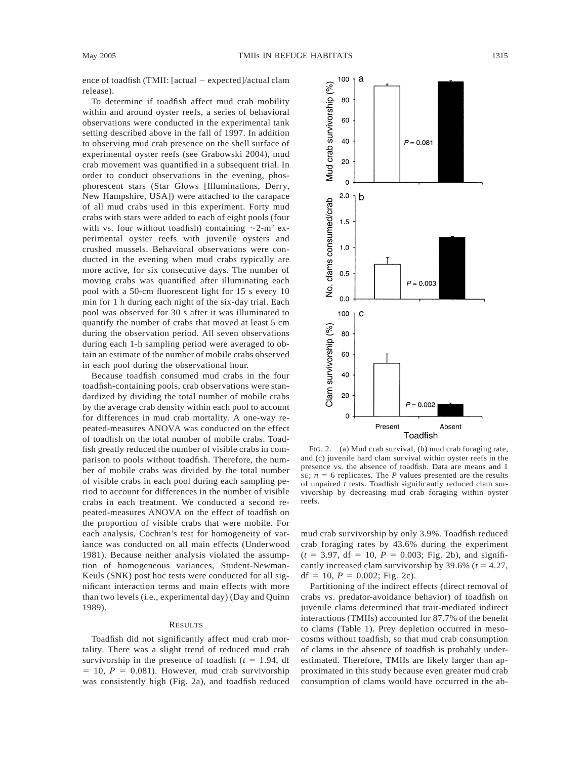ence of toadfish (TMII: [actual − expected]/actual clam release).

To determine if toadfish affect mud crab mobility within and around oyster reefs, a series of behavioral observations were conducted in the experimental tank setting described above in the fall of 1997. In addition to observing mud crab presence on the shell surface of experimental oyster reefs (see Grabowski 2004), mud crab movement was quantified in a subsequent trial. In order to conduct observations in the evening, phosphorescent stars (Star Glows [Illuminations, Derry, New Hampshire, USA]) were attached to the carapace of all mud crabs used in this experiment. Forty mud crabs with stars were added to each of eight pools (four with vs. four without toadfish) containing ~2-m² experimental oyster reefs with juvenile oysters and crushed mussels. Behavioral observations were conducted in the evening when mud crabs typically are more active, for six consecutive days. The number of moving crabs was quantified after illuminating each pool with a 50-cm fluorescent light for 15 s every 10 min for 1 h during each night of the six-day trial. Each pool was observed for 30 s after it was illuminated to quantify the number of crabs that moved at least 5 cm during the observation period. All seven observations during each 1-h sampling period were averaged to obtain an estimate of the number of mobile crabs observed in each pool during the observational hour.

Because toadfish consumed mud crabs in the four toadfish-containing pools, crab observations were standardized by dividing the total number of mobile crabs by the average crab density within each pool to account for differences in mud crab mortality. A one-way repeated-measures ANOVA was conducted on the effect of toadfish on the total number of mobile crabs. Toadfish greatly reduced the number of visible crabs in comparison to pools without toadfish. Therefore, the number of mobile crabs was divided by the total number of visible crabs in each pool during each sampling period to account for differences in the number of visible crabs in each treatment. We conducted a second repeated-measures ANOVA on the effect of toadfish on the proportion of visible crabs that were mobile. For each analysis, Cochran's test for homogeneity of variance was conducted on all main effects (Underwood 1981). Because neither analysis violated the assumption of homogeneous variances, Student-Newman-Keuls (SNK) post hoc tests were conducted for all significant interaction terms and main effects with more than two levels (i.e., experimental day) (Day and Quinn 1989).

## Results

Toadfish did not significantly affect mud crab mortality. There was a slight trend of reduced mud crab survivorship in the presence of toadfish ($t = 1.94$, df $= 10$, $P = 0.081$). However, mud crab survivorship was consistently high (Fig. 2a), and toadfish reduced mud crab survivorship by only 3.9%. Toadfish reduced crab foraging rates by 43.6% during the experiment ($t = 3.97$, df $= 10$, $P = 0.003$; Fig. 2b), and significantly increased clam survivorship by 39.6% ($t = 4.27$, df $= 10$, $P = 0.002$; Fig. 2c).

Partitioning of the indirect effects (direct removal of crabs vs. predator-avoidance behavior) of toadfish on juvenile clams determined that trait-mediated indirect interactions (TMIIs) accounted for 87.7% of the benefit to clams (Table 1). Prey depletion occurred in mesocosms without toadfish, so that mud crab consumption of clams in the absence of toadfish is probably underestimated. Therefore, TMIIs are likely larger than approximated in this study because even greater mud crab consumption of clams would have occurred in the ab-

FIG. 2. (a) Mud crab survival, (b) mud crab foraging rate, and (c) juvenile hard clam survival within oyster reefs in the presence vs. the absence of toadfish. Data are means and 1 SE; $n = 6$ replicates. The $P$ values presented are the results of unpaired $t$ tests. Toadfish significantly reduced clam survivorship by decreasing mud crab foraging within oyster reefs.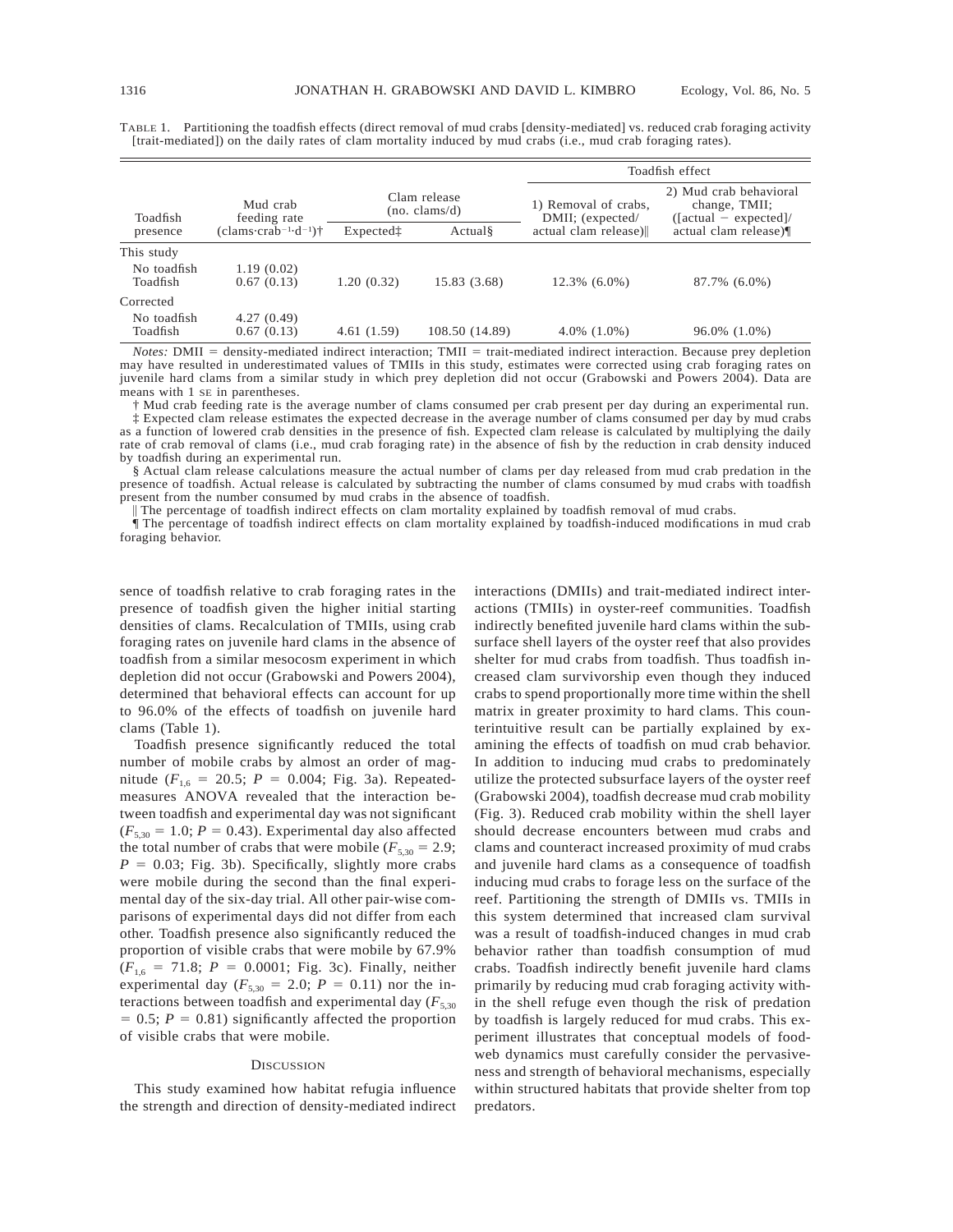Table 1. Partitioning the toadfish effects (direct removal of mud crabs [density-mediated] vs. reduced crab foraging activity [trait-mediated]) on the daily rates of clam mortality induced by mud crabs (i.e., mud crab foraging rates).

| Toadfish presence | Mud crab feeding rate (clams·crab$^{-1}$·d$^{-1}$)† | Clam release (no. clams/d) | | Toadfish effect | |
|---|---|---|---|---|---|
| | | Expected‡ | Actual§ | 1) Removal of crabs, DMII; (expected/actual clam release)‖ | 2) Mud crab behavioral change, TMII; ([actual − expected]/actual clam release)¶ |
| This study | | | | | |
| No toadfish | 1.19 (0.02) | | | | |
| Toadfish | 0.67 (0.13) | 1.20 (0.32) | 15.83 (3.68) | 12.3% (6.0%) | 87.7% (6.0%) |
| Corrected | | | | | |
| No toadfish | 4.27 (0.49) | | | | |
| Toadfish | 0.67 (0.13) | 4.61 (1.59) | 108.50 (14.89) | 4.0% (1.0%) | 96.0% (1.0%) |

*Notes:* DMII = density-mediated indirect interaction; TMII = trait-mediated indirect interaction. Because prey depletion may have resulted in underestimated values of TMIIs in this study, estimates were corrected using crab foraging rates on juvenile hard clams from a similar study in which prey depletion did not occur (Grabowski and Powers 2004). Data are means with 1 SE in parentheses.

† Mud crab feeding rate is the average number of clams consumed per crab present per day during an experimental run.

‡ Expected clam release estimates the expected decrease in the average number of clams consumed per day by mud crabs as a function of lowered crab densities in the presence of fish. Expected clam release is calculated by multiplying the daily rate of crab removal of clams (i.e., mud crab foraging rate) in the absence of fish by the reduction in crab density induced by toadfish during an experimental run.

§ Actual clam release calculations measure the actual number of clams per day released from mud crab predation in the presence of toadfish. Actual release is calculated by subtracting the number of clams consumed by mud crabs with toadfish present from the number consumed by mud crabs in the absence of toadfish.

‖ The percentage of toadfish indirect effects on clam mortality explained by toadfish removal of mud crabs.

¶ The percentage of toadfish indirect effects on clam mortality explained by toadfish-induced modifications in mud crab foraging behavior.

sence of toadfish relative to crab foraging rates in the presence of toadfish given the higher initial starting densities of clams. Recalculation of TMIIs, using crab foraging rates on juvenile hard clams in the absence of toadfish from a similar mesocosm experiment in which depletion did not occur (Grabowski and Powers 2004), determined that behavioral effects can account for up to 96.0% of the effects of toadfish on juvenile hard clams (Table 1).

Toadfish presence significantly reduced the total number of mobile crabs by almost an order of magnitude ($F_{1,6}$ = 20.5; $P$ = 0.004; Fig. 3a). Repeated-measures ANOVA revealed that the interaction between toadfish and experimental day was not significant ($F_{5,30}$ = 1.0; $P$ = 0.43). Experimental day also affected the total number of crabs that were mobile ($F_{5,30}$ = 2.9; $P$ = 0.03; Fig. 3b). Specifically, slightly more crabs were mobile during the second than the final experimental day of the six-day trial. All other pair-wise comparisons of experimental days did not differ from each other. Toadfish presence also significantly reduced the proportion of visible crabs that were mobile by 67.9% ($F_{1,6}$ = 71.8; $P$ = 0.0001; Fig. 3c). Finally, neither experimental day ($F_{5,30}$ = 2.0; $P$ = 0.11) nor the interactions between toadfish and experimental day ($F_{5,30}$ = 0.5; $P$ = 0.81) significantly affected the proportion of visible crabs that were mobile.

## Discussion

This study examined how habitat refugia influence the strength and direction of density-mediated indirect interactions (DMIIs) and trait-mediated indirect interactions (TMIIs) in oyster-reef communities. Toadfish indirectly benefited juvenile hard clams within the subsurface shell layers of the oyster reef that also provides shelter for mud crabs from toadfish. Thus toadfish increased clam survivorship even though they induced crabs to spend proportionally more time within the shell matrix in greater proximity to hard clams. This counterintuitive result can be partially explained by examining the effects of toadfish on mud crab behavior. In addition to inducing mud crabs to predominately utilize the protected subsurface layers of the oyster reef (Grabowski 2004), toadfish decrease mud crab mobility (Fig. 3). Reduced crab mobility within the shell layer should decrease encounters between mud crabs and clams and counteract increased proximity of mud crabs and juvenile hard clams as a consequence of toadfish inducing mud crabs to forage less on the surface of the reef. Partitioning the strength of DMIIs vs. TMIIs in this system determined that increased clam survival was a result of toadfish-induced changes in mud crab behavior rather than toadfish consumption of mud crabs. Toadfish indirectly benefit juvenile hard clams primarily by reducing mud crab foraging activity within the shell refuge even though the risk of predation by toadfish is largely reduced for mud crabs. This experiment illustrates that conceptual models of food-web dynamics must carefully consider the pervasiveness and strength of behavioral mechanisms, especially within structured habitats that provide shelter from top predators.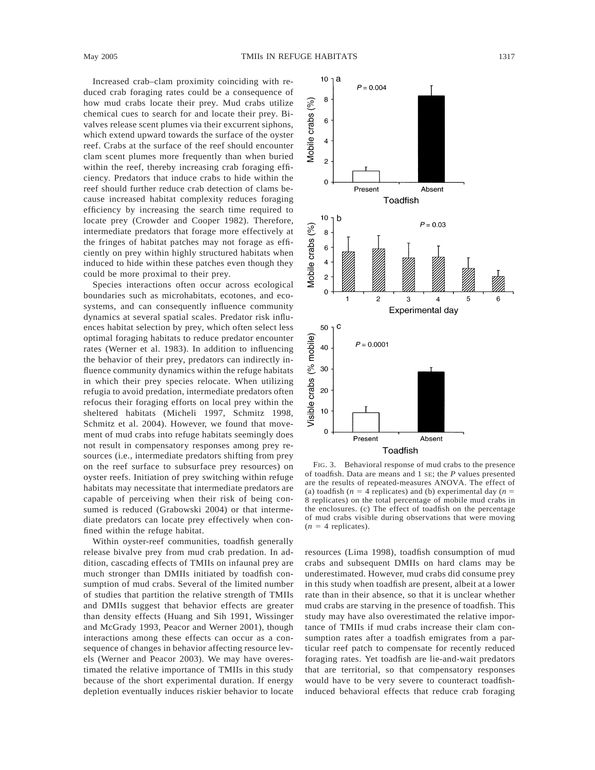Increased crab–clam proximity coinciding with reduced crab foraging rates could be a consequence of how mud crabs locate their prey. Mud crabs utilize chemical cues to search for and locate their prey. Bivalves release scent plumes via their excurrent siphons, which extend upward towards the surface of the oyster reef. Crabs at the surface of the reef should encounter clam scent plumes more frequently than when buried within the reef, thereby increasing crab foraging efficiency. Predators that induce crabs to hide within the reef should further reduce crab detection of clams because increased habitat complexity reduces foraging efficiency by increasing the search time required to locate prey (Crowder and Cooper 1982). Therefore, intermediate predators that forage more effectively at the fringes of habitat patches may not forage as efficiently on prey within highly structured habitats when induced to hide within these patches even though they could be more proximal to their prey.

Species interactions often occur across ecological boundaries such as microhabitats, ecotones, and ecosystems, and can consequently influence community dynamics at several spatial scales. Predator risk influences habitat selection by prey, which often select less optimal foraging habitats to reduce predator encounter rates (Werner et al. 1983). In addition to influencing the behavior of their prey, predators can indirectly influence community dynamics within the refuge habitats in which their prey species relocate. When utilizing refugia to avoid predation, intermediate predators often refocus their foraging efforts on local prey within the sheltered habitats (Micheli 1997, Schmitz 1998, Schmitz et al. 2004). However, we found that movement of mud crabs into refuge habitats seemingly does not result in compensatory responses among prey resources (i.e., intermediate predators shifting from prey on the reef surface to subsurface prey resources) on oyster reefs. Initiation of prey switching within refuge habitats may necessitate that intermediate predators are capable of perceiving when their risk of being consumed is reduced (Grabowski 2004) or that intermediate predators can locate prey effectively when confined within the refuge habitat.

Within oyster-reef communities, toadfish generally release bivalve prey from mud crab predation. In addition, cascading effects of TMIIs on infaunal prey are much stronger than DMIIs initiated by toadfish consumption of mud crabs. Several of the limited number of studies that partition the relative strength of TMIIs and DMIIs suggest that behavior effects are greater than density effects (Huang and Sih 1991, Wissinger and McGrady 1993, Peacor and Werner 2001), though interactions among these effects can occur as a consequence of changes in behavior affecting resource levels (Werner and Peacor 2003). We may have overestimated the relative importance of TMIIs in this study because of the short experimental duration. If energy depletion eventually induces riskier behavior to locate resources (Lima 1998), toadfish consumption of mud crabs and subsequent DMIIs on hard clams may be underestimated. However, mud crabs did consume prey in this study when toadfish are present, albeit at a lower rate than in their absence, so that it is unclear whether mud crabs are starving in the presence of toadfish. This study may have also overestimated the relative importance of TMIIs if mud crabs increase their clam consumption rates after a toadfish emigrates from a particular reef patch to compensate for recently reduced foraging rates. Yet toadfish are lie-and-wait predators that are territorial, so that compensatory responses would have to be very severe to counteract toadfish-induced behavioral effects that reduce crab foraging

FIG. 3. Behavioral response of mud crabs to the presence of toadfish. Data are means and 1 SE; the *P* values presented are the results of repeated-measures ANOVA. The effect of (a) toadfish ($n = 4$ replicates) and (b) experimental day ($n = 8$ replicates) on the total percentage of mobile mud crabs in the enclosures. (c) The effect of toadfish on the percentage of mud crabs visible during observations that were moving ($n = 4$ replicates).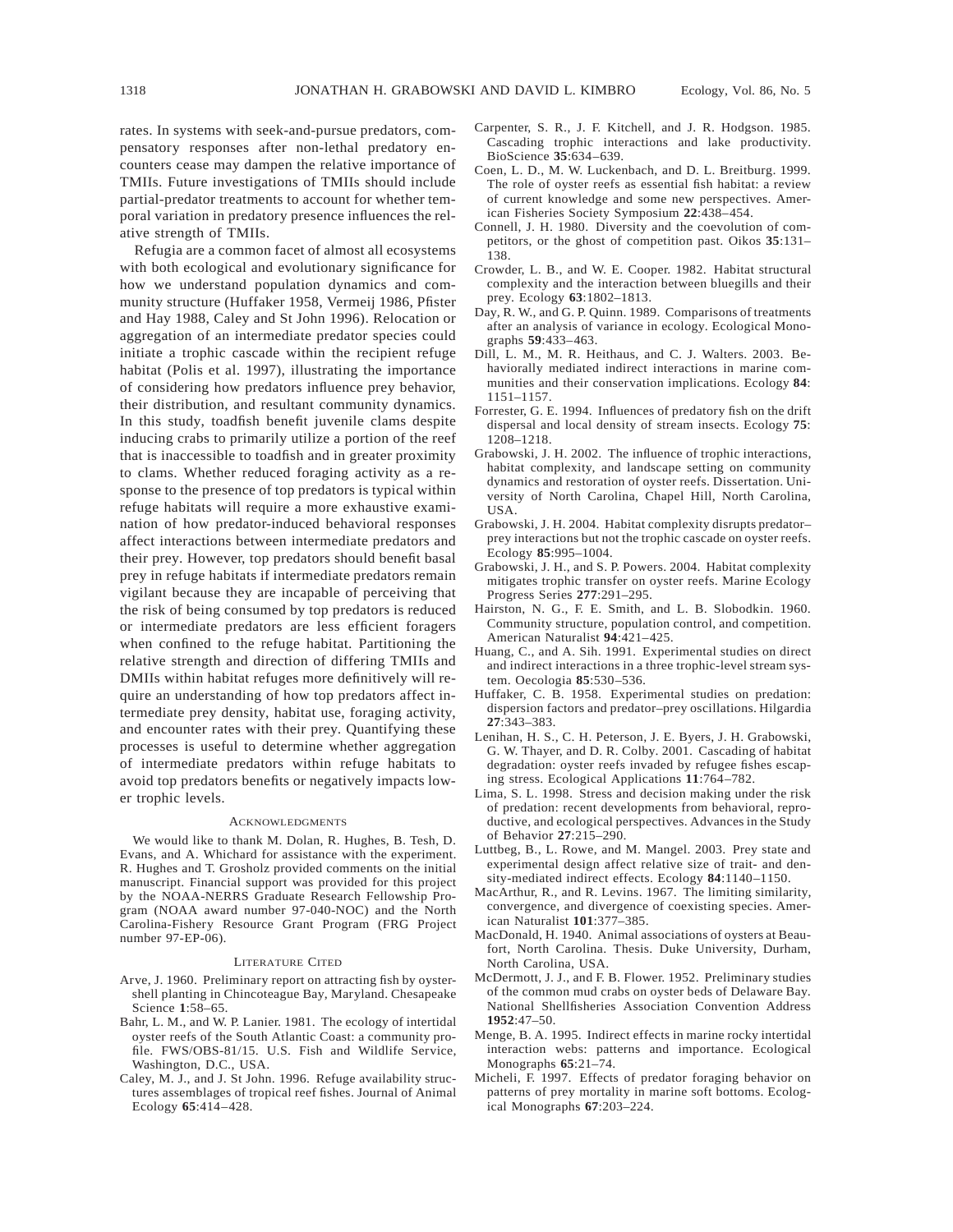rates. In systems with seek-and-pursue predators, compensatory responses after non-lethal predatory encounters cease may dampen the relative importance of TMIIs. Future investigations of TMIIs should include partial-predator treatments to account for whether temporal variation in predatory presence influences the relative strength of TMIIs.

Refugia are a common facet of almost all ecosystems with both ecological and evolutionary significance for how we understand population dynamics and community structure (Huffaker 1958, Vermeij 1986, Pfister and Hay 1988, Caley and St John 1996). Relocation or aggregation of an intermediate predator species could initiate a trophic cascade within the recipient refuge habitat (Polis et al. 1997), illustrating the importance of considering how predators influence prey behavior, their distribution, and resultant community dynamics. In this study, toadfish benefit juvenile clams despite inducing crabs to primarily utilize a portion of the reef that is inaccessible to toadfish and in greater proximity to clams. Whether reduced foraging activity as a response to the presence of top predators is typical within refuge habitats will require a more exhaustive examination of how predator-induced behavioral responses affect interactions between intermediate predators and their prey. However, top predators should benefit basal prey in refuge habitats if intermediate predators remain vigilant because they are incapable of perceiving that the risk of being consumed by top predators is reduced or intermediate predators are less efficient foragers when confined to the refuge habitat. Partitioning the relative strength and direction of differing TMIIs and DMIIs within habitat refuges more definitively will require an understanding of how top predators affect intermediate prey density, habitat use, foraging activity, and encounter rates with their prey. Quantifying these processes is useful to determine whether aggregation of intermediate predators within refuge habitats to avoid top predators benefits or negatively impacts lower trophic levels.

## Acknowledgments

We would like to thank M. Dolan, R. Hughes, B. Tesh, D. Evans, and A. Whichard for assistance with the experiment. R. Hughes and T. Grosholz provided comments on the initial manuscript. Financial support was provided for this project by the NOAA-NERRS Graduate Research Fellowship Program (NOAA award number 97-040-NOC) and the North Carolina-Fishery Resource Grant Program (FRG Project number 97-EP-06).

## Literature Cited

Arve, J. 1960. Preliminary report on attracting fish by oyster-shell planting in Chincoteague Bay, Maryland. Chesapeake Science **1**:58–65.

Bahr, L. M., and W. P. Lanier. 1981. The ecology of intertidal oyster reefs of the South Atlantic Coast: a community profile. FWS/OBS-81/15. U.S. Fish and Wildlife Service, Washington, D.C., USA.

Caley, M. J., and J. St John. 1996. Refuge availability structures assemblages of tropical reef fishes. Journal of Animal Ecology **65**:414–428.

Carpenter, S. R., J. F. Kitchell, and J. R. Hodgson. 1985. Cascading trophic interactions and lake productivity. BioScience **35**:634–639.

Coen, L. D., M. W. Luckenbach, and D. L. Breitburg. 1999. The role of oyster reefs as essential fish habitat: a review of current knowledge and some new perspectives. American Fisheries Society Symposium **22**:438–454.

Connell, J. H. 1980. Diversity and the coevolution of competitors, or the ghost of competition past. Oikos **35**:131–138.

Crowder, L. B., and W. E. Cooper. 1982. Habitat structural complexity and the interaction between bluegills and their prey. Ecology **63**:1802–1813.

Day, R. W., and G. P. Quinn. 1989. Comparisons of treatments after an analysis of variance in ecology. Ecological Monographs **59**:433–463.

Dill, L. M., M. R. Heithaus, and C. J. Walters. 2003. Behaviorally mediated indirect interactions in marine communities and their conservation implications. Ecology **84**:1151–1157.

Forrester, G. E. 1994. Influences of predatory fish on the drift dispersal and local density of stream insects. Ecology **75**:1208–1218.

Grabowski, J. H. 2002. The influence of trophic interactions, habitat complexity, and landscape setting on community dynamics and restoration of oyster reefs. Dissertation. University of North Carolina, Chapel Hill, North Carolina, USA.

Grabowski, J. H. 2004. Habitat complexity disrupts predator–prey interactions but not the trophic cascade on oyster reefs. Ecology **85**:995–1004.

Grabowski, J. H., and S. P. Powers. 2004. Habitat complexity mitigates trophic transfer on oyster reefs. Marine Ecology Progress Series **277**:291–295.

Hairston, N. G., F. E. Smith, and L. B. Slobodkin. 1960. Community structure, population control, and competition. American Naturalist **94**:421–425.

Huang, C., and A. Sih. 1991. Experimental studies on direct and indirect interactions in a three trophic-level stream system. Oecologia **85**:530–536.

Huffaker, C. B. 1958. Experimental studies on predation: dispersion factors and predator–prey oscillations. Hilgardia **27**:343–383.

Lenihan, H. S., C. H. Peterson, J. E. Byers, J. H. Grabowski, G. W. Thayer, and D. R. Colby. 2001. Cascading of habitat degradation: oyster reefs invaded by refugee fishes escaping stress. Ecological Applications **11**:764–782.

Lima, S. L. 1998. Stress and decision making under the risk of predation: recent developments from behavioral, reproductive, and ecological perspectives. Advances in the Study of Behavior **27**:215–290.

Luttbeg, B., L. Rowe, and M. Mangel. 2003. Prey state and experimental design affect relative size of trait- and density-mediated indirect effects. Ecology **84**:1140–1150.

MacArthur, R., and R. Levins. 1967. The limiting similarity, convergence, and divergence of coexisting species. American Naturalist **101**:377–385.

MacDonald, H. 1940. Animal associations of oysters at Beaufort, North Carolina. Thesis. Duke University, Durham, North Carolina, USA.

McDermott, J. J., and F. B. Flower. 1952. Preliminary studies of the common mud crabs on oyster beds of Delaware Bay. National Shellfisheries Association Convention Address **1952**:47–50.

Menge, B. A. 1995. Indirect effects in marine rocky intertidal interaction webs: patterns and importance. Ecological Monographs **65**:21–74.

Micheli, F. 1997. Effects of predator foraging behavior on patterns of prey mortality in marine soft bottoms. Ecological Monographs **67**:203–224.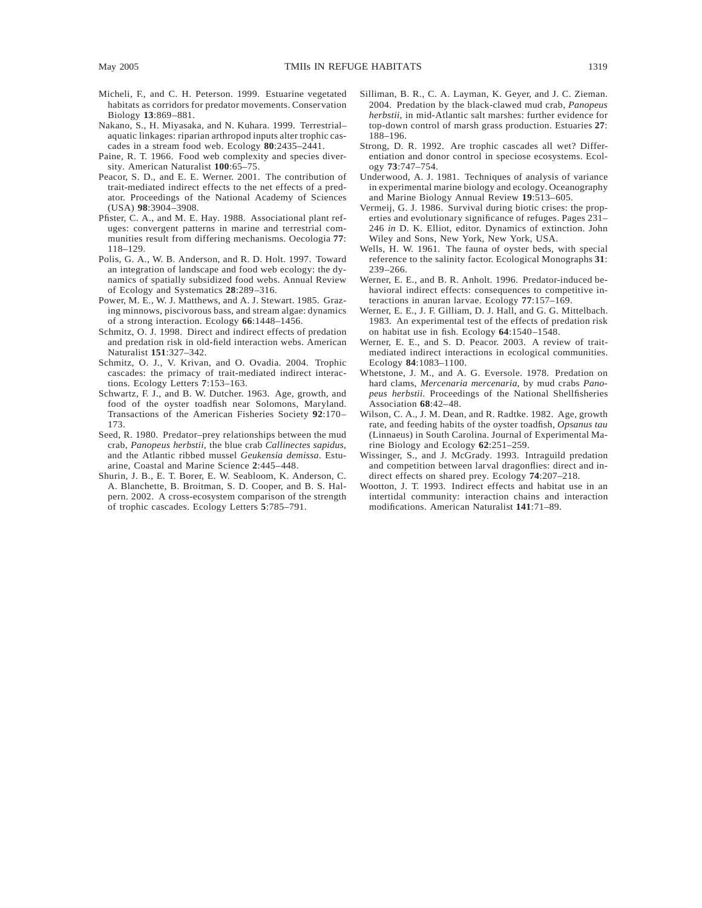Micheli, F., and C. H. Peterson. 1999. Estuarine vegetated habitats as corridors for predator movements. Conservation Biology **13**:869–881.

Nakano, S., H. Miyasaka, and N. Kuhara. 1999. Terrestrial–aquatic linkages: riparian arthropod inputs alter trophic cascades in a stream food web. Ecology **80**:2435–2441.

Paine, R. T. 1966. Food web complexity and species diversity. American Naturalist **100**:65–75.

Peacor, S. D., and E. E. Werner. 2001. The contribution of trait-mediated indirect effects to the net effects of a predator. Proceedings of the National Academy of Sciences (USA) **98**:3904–3908.

Pfister, C. A., and M. E. Hay. 1988. Associational plant refuges: convergent patterns in marine and terrestrial communities result from differing mechanisms. Oecologia **77**: 118–129.

Polis, G. A., W. B. Anderson, and R. D. Holt. 1997. Toward an integration of landscape and food web ecology: the dynamics of spatially subsidized food webs. Annual Review of Ecology and Systematics **28**:289–316.

Power, M. E., W. J. Matthews, and A. J. Stewart. 1985. Grazing minnows, piscivorous bass, and stream algae: dynamics of a strong interaction. Ecology **66**:1448–1456.

Schmitz, O. J. 1998. Direct and indirect effects of predation and predation risk in old-field interaction webs. American Naturalist **151**:327–342.

Schmitz, O. J., V. Krivan, and O. Ovadia. 2004. Trophic cascades: the primacy of trait-mediated indirect interactions. Ecology Letters **7**:153–163.

Schwartz, F. J., and B. W. Dutcher. 1963. Age, growth, and food of the oyster toadfish near Solomons, Maryland. Transactions of the American Fisheries Society **92**:170–173.

Seed, R. 1980. Predator–prey relationships between the mud crab, *Panopeus herbstii*, the blue crab *Callinectes sapidus*, and the Atlantic ribbed mussel *Geukensia demissa*. Estuarine, Coastal and Marine Science **2**:445–448.

Shurin, J. B., E. T. Borer, E. W. Seabloom, K. Anderson, C. A. Blanchette, B. Broitman, S. D. Cooper, and B. S. Halpern. 2002. A cross-ecosystem comparison of the strength of trophic cascades. Ecology Letters **5**:785–791.

Silliman, B. R., C. A. Layman, K. Geyer, and J. C. Zieman. 2004. Predation by the black-clawed mud crab, *Panopeus herbstii*, in mid-Atlantic salt marshes: further evidence for top-down control of marsh grass production. Estuaries **27**: 188–196.

Strong, D. R. 1992. Are trophic cascades all wet? Differentiation and donor control in speciose ecosystems. Ecology **73**:747–754.

Underwood, A. J. 1981. Techniques of analysis of variance in experimental marine biology and ecology. Oceanography and Marine Biology Annual Review **19**:513–605.

Vermeij, G. J. 1986. Survival during biotic crises: the properties and evolutionary significance of refuges. Pages 231–246 *in* D. K. Elliot, editor. Dynamics of extinction. John Wiley and Sons, New York, New York, USA.

Wells, H. W. 1961. The fauna of oyster beds, with special reference to the salinity factor. Ecological Monographs **31**: 239–266.

Werner, E. E., and B. R. Anholt. 1996. Predator-induced behavioral indirect effects: consequences to competitive interactions in anuran larvae. Ecology **77**:157–169.

Werner, E. E., J. F. Gilliam, D. J. Hall, and G. G. Mittelbach. 1983. An experimental test of the effects of predation risk on habitat use in fish. Ecology **64**:1540–1548.

Werner, E. E., and S. D. Peacor. 2003. A review of trait-mediated indirect interactions in ecological communities. Ecology **84**:1083–1100.

Whetstone, J. M., and A. G. Eversole. 1978. Predation on hard clams, *Mercenaria mercenaria*, by mud crabs *Panopeus herbstii*. Proceedings of the National Shellfisheries Association **68**:42–48.

Wilson, C. A., J. M. Dean, and R. Radtke. 1982. Age, growth rate, and feeding habits of the oyster toadfish, *Opsanus tau* (Linnaeus) in South Carolina. Journal of Experimental Marine Biology and Ecology **62**:251–259.

Wissinger, S., and J. McGrady. 1993. Intraguild predation and competition between larval dragonflies: direct and indirect effects on shared prey. Ecology **74**:207–218.

Wootton, J. T. 1993. Indirect effects and habitat use in an intertidal community: interaction chains and interaction modifications. American Naturalist **141**:71–89.